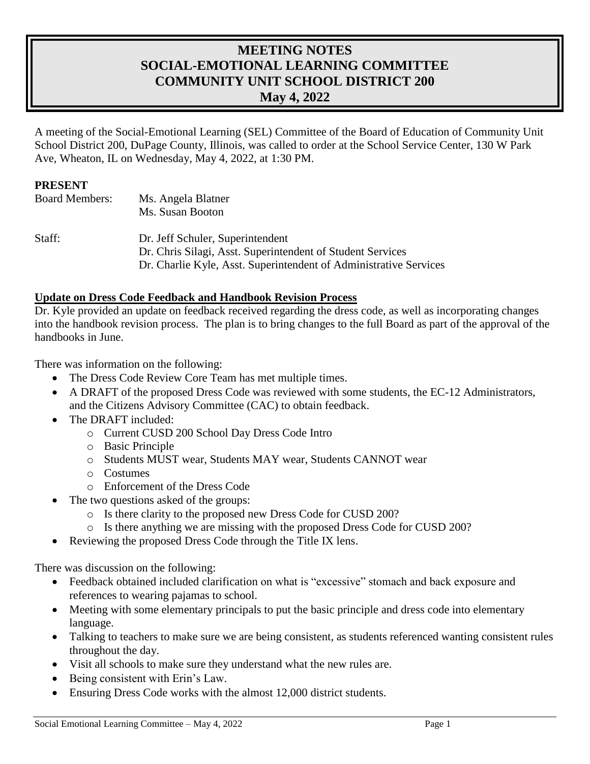# MEETING NOTES
# SOCIAL-EMOTIONAL LEARNING COMMITTEE
# COMMUNITY UNIT SCHOOL DISTRICT 200
# May 4, 2022

A meeting of the Social-Emotional Learning (SEL) Committee of the Board of Education of Community Unit School District 200, DuPage County, Illinois, was called to order at the School Service Center, 130 W Park Ave, Wheaton, IL on Wednesday, May 4, 2022, at 1:30 PM.

**PRESENT**

| | |
|---|---|
| Board Members: | Ms. Angela Blatner<br>Ms. Susan Booton |
| Staff: | Dr. Jeff Schuler, Superintendent<br>Dr. Chris Silagi, Asst. Superintendent of Student Services<br>Dr. Charlie Kyle, Asst. Superintendent of Administrative Services |

**Update on Dress Code Feedback and Handbook Revision Process**

Dr. Kyle provided an update on feedback received regarding the dress code, as well as incorporating changes into the handbook revision process. The plan is to bring changes to the full Board as part of the approval of the handbooks in June.

There was information on the following:

- The Dress Code Review Core Team has met multiple times.
- A DRAFT of the proposed Dress Code was reviewed with some students, the EC-12 Administrators, and the Citizens Advisory Committee (CAC) to obtain feedback.
- The DRAFT included:
  - Current CUSD 200 School Day Dress Code Intro
  - Basic Principle
  - Students MUST wear, Students MAY wear, Students CANNOT wear
  - Costumes
  - Enforcement of the Dress Code
- The two questions asked of the groups:
  - Is there clarity to the proposed new Dress Code for CUSD 200?
  - Is there anything we are missing with the proposed Dress Code for CUSD 200?
- Reviewing the proposed Dress Code through the Title IX lens.

There was discussion on the following:

- Feedback obtained included clarification on what is "excessive" stomach and back exposure and references to wearing pajamas to school.
- Meeting with some elementary principals to put the basic principle and dress code into elementary language.
- Talking to teachers to make sure we are being consistent, as students referenced wanting consistent rules throughout the day.
- Visit all schools to make sure they understand what the new rules are.
- Being consistent with Erin's Law.
- Ensuring Dress Code works with the almost 12,000 district students.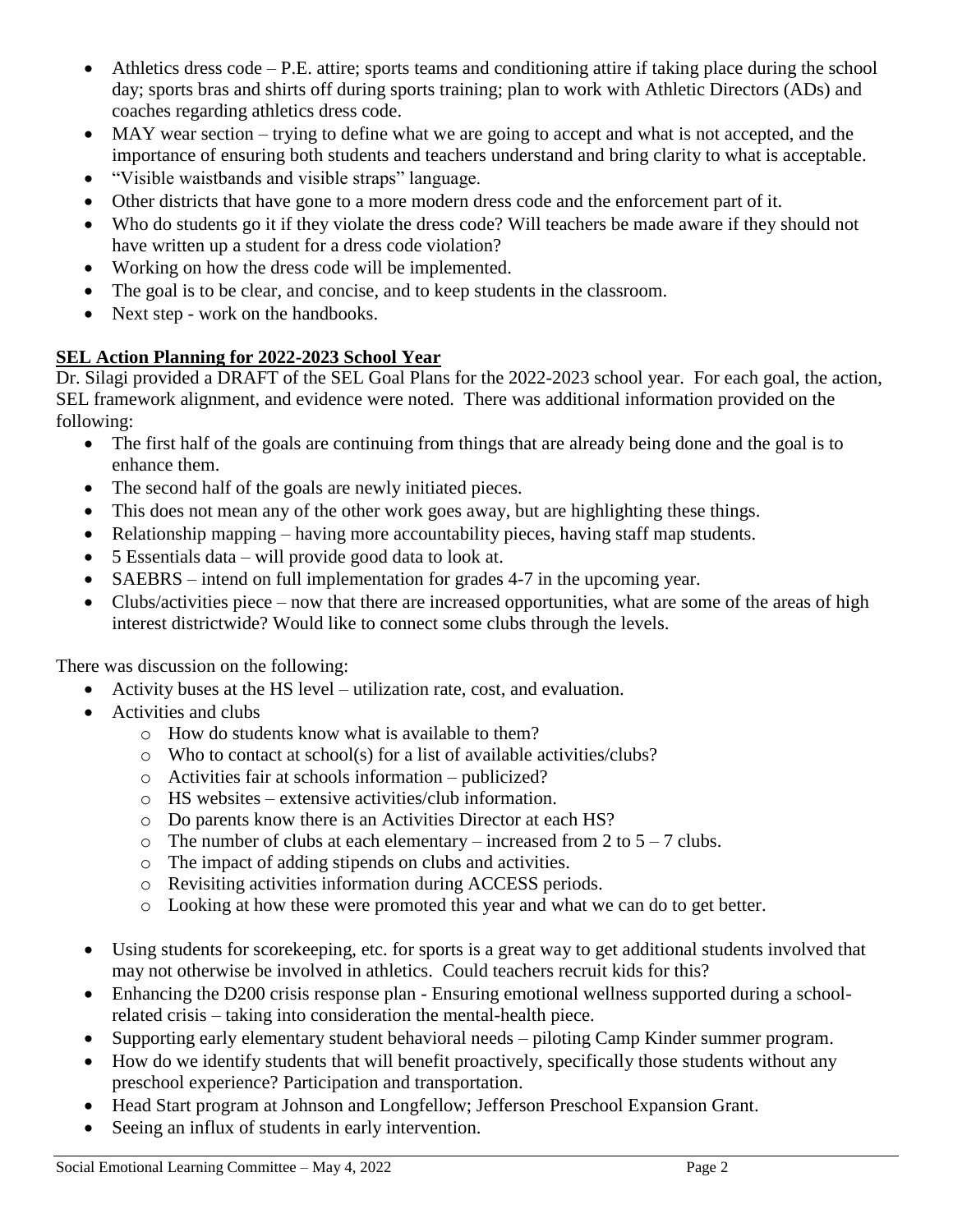- Athletics dress code – P.E. attire; sports teams and conditioning attire if taking place during the school day; sports bras and shirts off during sports training; plan to work with Athletic Directors (ADs) and coaches regarding athletics dress code.
- MAY wear section – trying to define what we are going to accept and what is not accepted, and the importance of ensuring both students and teachers understand and bring clarity to what is acceptable.
- "Visible waistbands and visible straps" language.
- Other districts that have gone to a more modern dress code and the enforcement part of it.
- Who do students go it if they violate the dress code? Will teachers be made aware if they should not have written up a student for a dress code violation?
- Working on how the dress code will be implemented.
- The goal is to be clear, and concise, and to keep students in the classroom.
- Next step - work on the handbooks.

**SEL Action Planning for 2022-2023 School Year**

Dr. Silagi provided a DRAFT of the SEL Goal Plans for the 2022-2023 school year. For each goal, the action, SEL framework alignment, and evidence were noted. There was additional information provided on the following:

- The first half of the goals are continuing from things that are already being done and the goal is to enhance them.
- The second half of the goals are newly initiated pieces.
- This does not mean any of the other work goes away, but are highlighting these things.
- Relationship mapping – having more accountability pieces, having staff map students.
- 5 Essentials data – will provide good data to look at.
- SAEBRS – intend on full implementation for grades 4-7 in the upcoming year.
- Clubs/activities piece – now that there are increased opportunities, what are some of the areas of high interest districtwide? Would like to connect some clubs through the levels.

There was discussion on the following:

- Activity buses at the HS level – utilization rate, cost, and evaluation.
- Activities and clubs
  - How do students know what is available to them?
  - Who to contact at school(s) for a list of available activities/clubs?
  - Activities fair at schools information – publicized?
  - HS websites – extensive activities/club information.
  - Do parents know there is an Activities Director at each HS?
  - The number of clubs at each elementary – increased from 2 to 5 – 7 clubs.
  - The impact of adding stipends on clubs and activities.
  - Revisiting activities information during ACCESS periods.
  - Looking at how these were promoted this year and what we can do to get better.
- Using students for scorekeeping, etc. for sports is a great way to get additional students involved that may not otherwise be involved in athletics. Could teachers recruit kids for this?
- Enhancing the D200 crisis response plan - Ensuring emotional wellness supported during a school-related crisis – taking into consideration the mental-health piece.
- Supporting early elementary student behavioral needs – piloting Camp Kinder summer program.
- How do we identify students that will benefit proactively, specifically those students without any preschool experience? Participation and transportation.
- Head Start program at Johnson and Longfellow; Jefferson Preschool Expansion Grant.
- Seeing an influx of students in early intervention.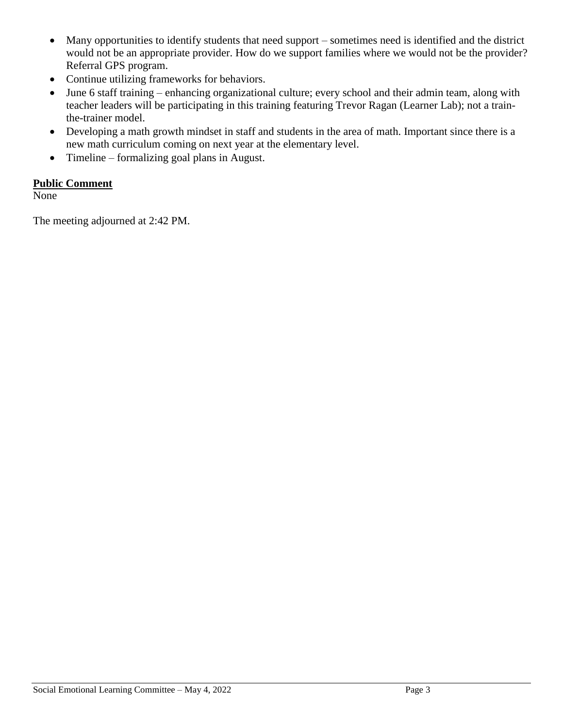- Many opportunities to identify students that need support – sometimes need is identified and the district would not be an appropriate provider. How do we support families where we would not be the provider? Referral GPS program.
- Continue utilizing frameworks for behaviors.
- June 6 staff training – enhancing organizational culture; every school and their admin team, along with teacher leaders will be participating in this training featuring Trevor Ragan (Learner Lab); not a train-the-trainer model.
- Developing a math growth mindset in staff and students in the area of math. Important since there is a new math curriculum coming on next year at the elementary level.
- Timeline – formalizing goal plans in August.

**Public Comment**

None

The meeting adjourned at 2:42 PM.